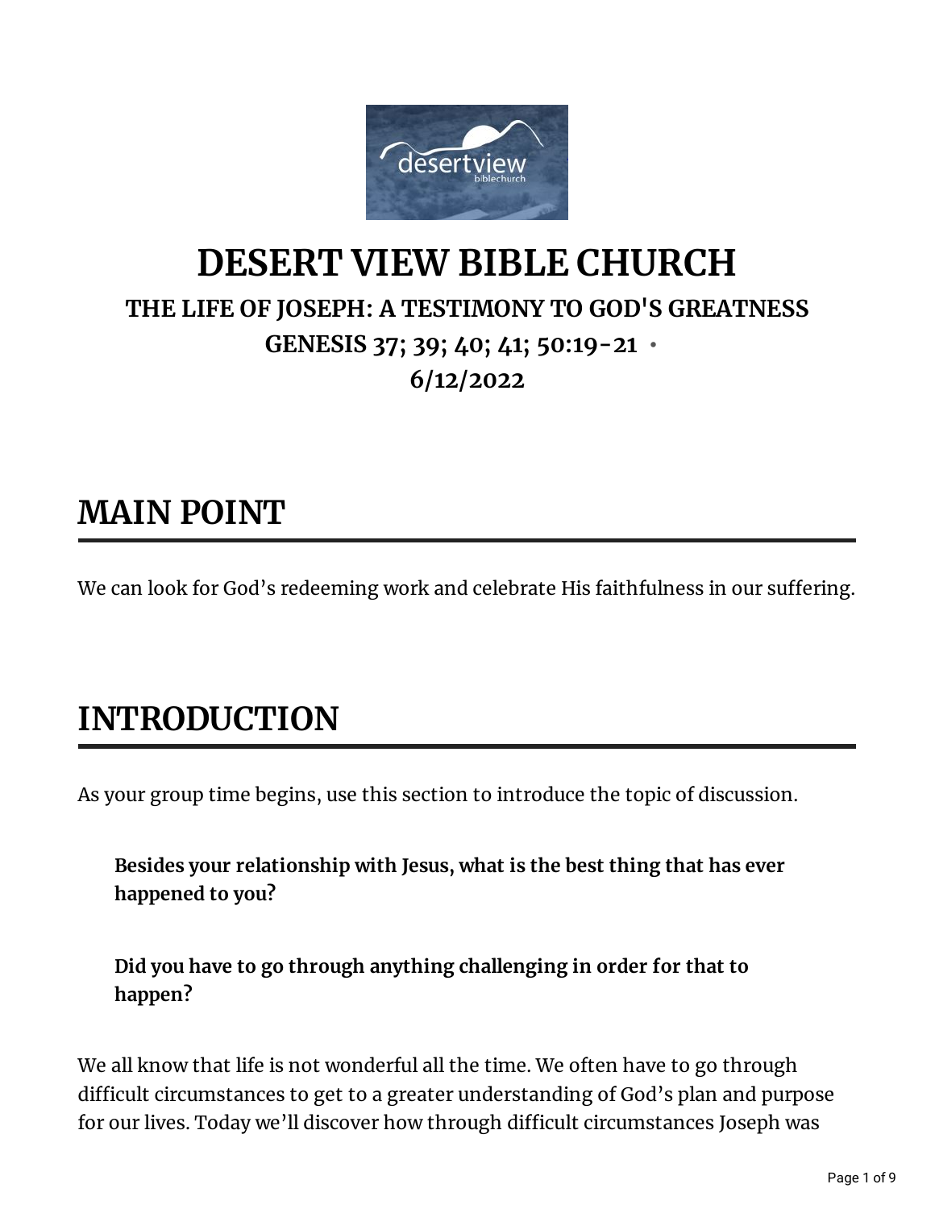# DESERT VIEW BIBLE CHURCH

### THE LIFE OF JOSEPH: A TESTIMONY TO GOD'S GREATNESS

### GENESIS 37; 39; 40; 41; 50:19-21 •

### 6/12/2022

## MAIN POINT

We can look for God's redeeming work and celebrate His faithfulness in our suffering.

## INTRODUCTION

As your group time begins, use this section to introduce the topic of discussion.

> **Besides your relationship with Jesus, what is the best thing that has ever happened to you?**
>
> **Did you have to go through anything challenging in order for that to happen?**

We all know that life is not wonderful all the time. We often have to go through difficult circumstances to get to a greater understanding of God's plan and purpose for our lives. Today we'll discover how through difficult circumstances Joseph was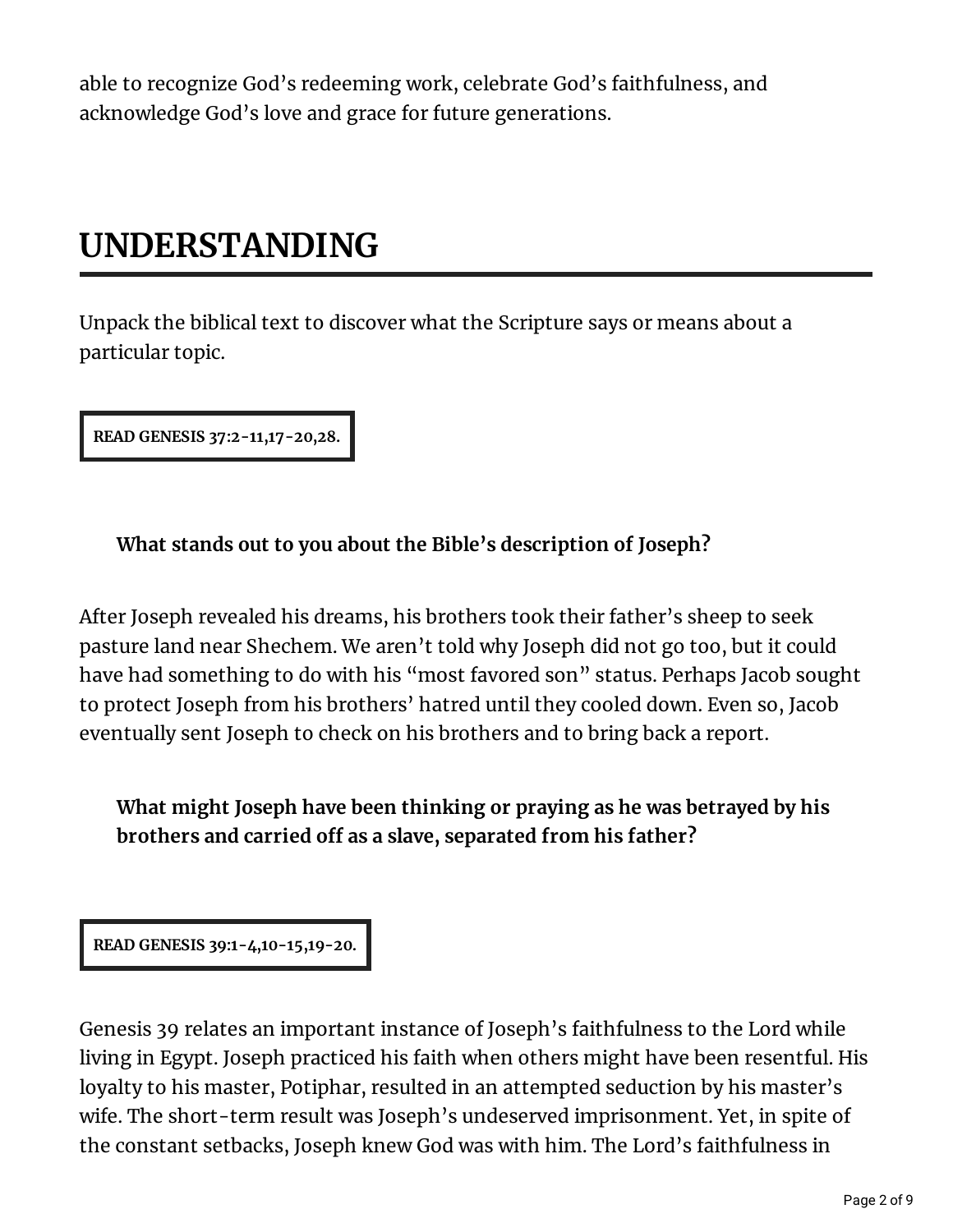able to recognize God's redeeming work, celebrate God's faithfulness, and acknowledge God's love and grace for future generations.

# UNDERSTANDING

Unpack the biblical text to discover what the Scripture says or means about a particular topic.

**READ GENESIS 37:2-11,17-20,28.**

> **What stands out to you about the Bible's description of Joseph?**

After Joseph revealed his dreams, his brothers took their father's sheep to seek pasture land near Shechem. We aren't told why Joseph did not go too, but it could have had something to do with his "most favored son" status. Perhaps Jacob sought to protect Joseph from his brothers' hatred until they cooled down. Even so, Jacob eventually sent Joseph to check on his brothers and to bring back a report.

> **What might Joseph have been thinking or praying as he was betrayed by his brothers and carried off as a slave, separated from his father?**

**READ GENESIS 39:1-4,10-15,19-20.**

Genesis 39 relates an important instance of Joseph's faithfulness to the Lord while living in Egypt. Joseph practiced his faith when others might have been resentful. His loyalty to his master, Potiphar, resulted in an attempted seduction by his master's wife. The short-term result was Joseph's undeserved imprisonment. Yet, in spite of the constant setbacks, Joseph knew God was with him. The Lord's faithfulness in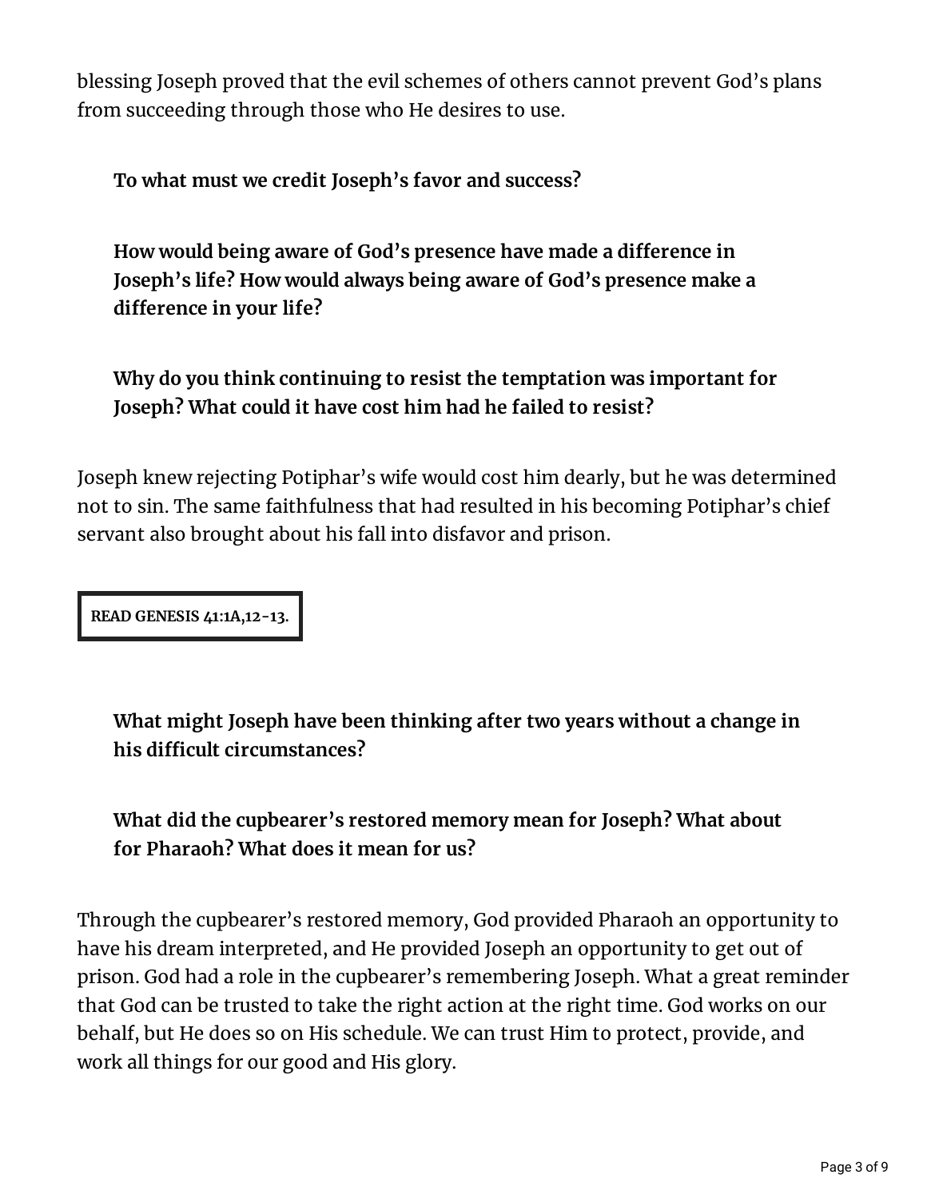blessing Joseph proved that the evil schemes of others cannot prevent God's plans from succeeding through those who He desires to use.

**To what must we credit Joseph's favor and success?**

**How would being aware of God's presence have made a difference in Joseph's life? How would always being aware of God's presence make a difference in your life?**

**Why do you think continuing to resist the temptation was important for Joseph? What could it have cost him had he failed to resist?**

Joseph knew rejecting Potiphar's wife would cost him dearly, but he was determined not to sin. The same faithfulness that had resulted in his becoming Potiphar's chief servant also brought about his fall into disfavor and prison.

**READ GENESIS 41:1A,12-13.**

**What might Joseph have been thinking after two years without a change in his difficult circumstances?**

**What did the cupbearer's restored memory mean for Joseph? What about for Pharaoh? What does it mean for us?**

Through the cupbearer's restored memory, God provided Pharaoh an opportunity to have his dream interpreted, and He provided Joseph an opportunity to get out of prison. God had a role in the cupbearer's remembering Joseph. What a great reminder that God can be trusted to take the right action at the right time. God works on our behalf, but He does so on His schedule. We can trust Him to protect, provide, and work all things for our good and His glory.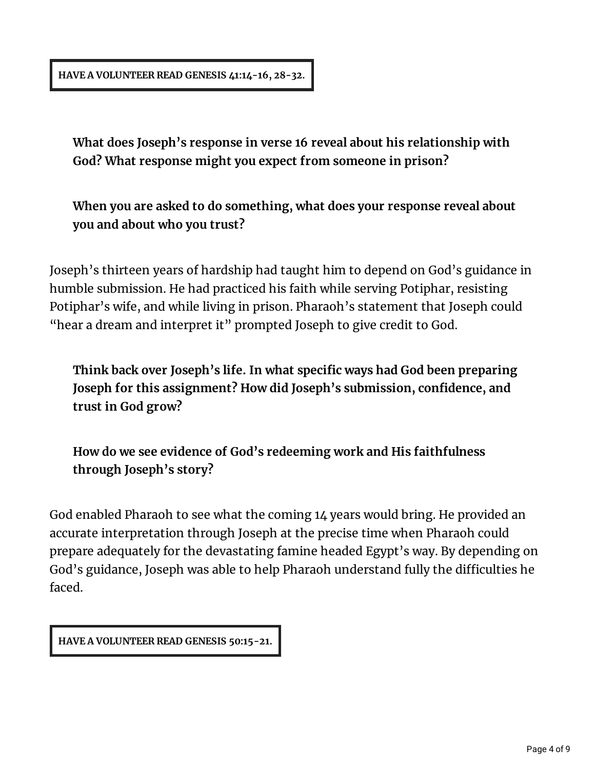**HAVE A VOLUNTEER READ GENESIS 41:14-16, 28-32.**

**What does Joseph's response in verse 16 reveal about his relationship with God? What response might you expect from someone in prison?**

**When you are asked to do something, what does your response reveal about you and about who you trust?**

Joseph's thirteen years of hardship had taught him to depend on God's guidance in humble submission. He had practiced his faith while serving Potiphar, resisting Potiphar's wife, and while living in prison. Pharaoh's statement that Joseph could "hear a dream and interpret it" prompted Joseph to give credit to God.

**Think back over Joseph's life. In what specific ways had God been preparing Joseph for this assignment? How did Joseph's submission, confidence, and trust in God grow?**

**How do we see evidence of God's redeeming work and His faithfulness through Joseph's story?**

God enabled Pharaoh to see what the coming 14 years would bring. He provided an accurate interpretation through Joseph at the precise time when Pharaoh could prepare adequately for the devastating famine headed Egypt's way. By depending on God's guidance, Joseph was able to help Pharaoh understand fully the difficulties he faced.

**HAVE A VOLUNTEER READ GENESIS 50:15-21.**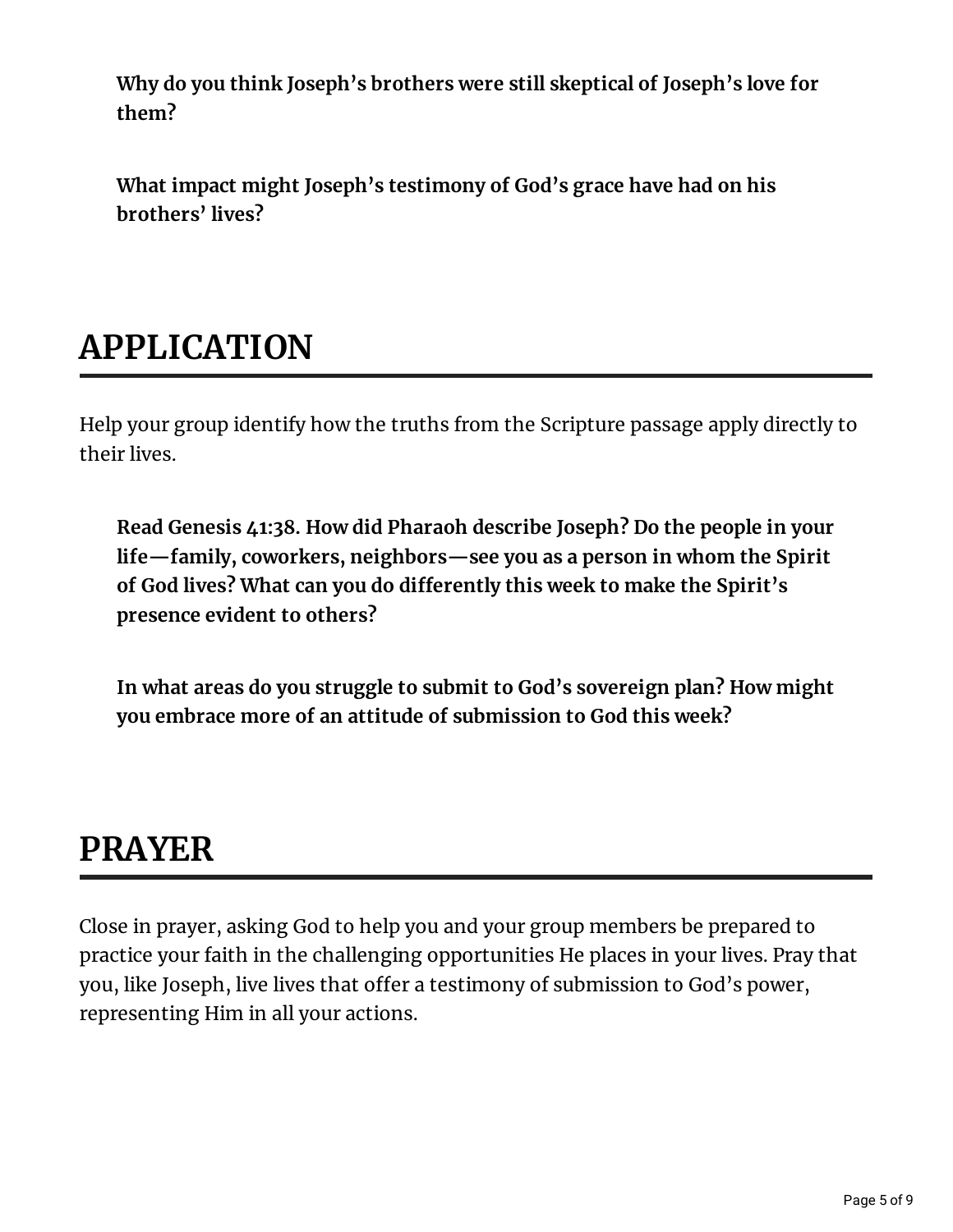**Why do you think Joseph's brothers were still skeptical of Joseph's love for them?**

**What impact might Joseph's testimony of God's grace have had on his brothers' lives?**

# APPLICATION

Help your group identify how the truths from the Scripture passage apply directly to their lives.

**Read Genesis 41:38. How did Pharaoh describe Joseph? Do the people in your life—family, coworkers, neighbors—see you as a person in whom the Spirit of God lives? What can you do differently this week to make the Spirit's presence evident to others?**

**In what areas do you struggle to submit to God's sovereign plan? How might you embrace more of an attitude of submission to God this week?**

# PRAYER

Close in prayer, asking God to help you and your group members be prepared to practice your faith in the challenging opportunities He places in your lives. Pray that you, like Joseph, live lives that offer a testimony of submission to God's power, representing Him in all your actions.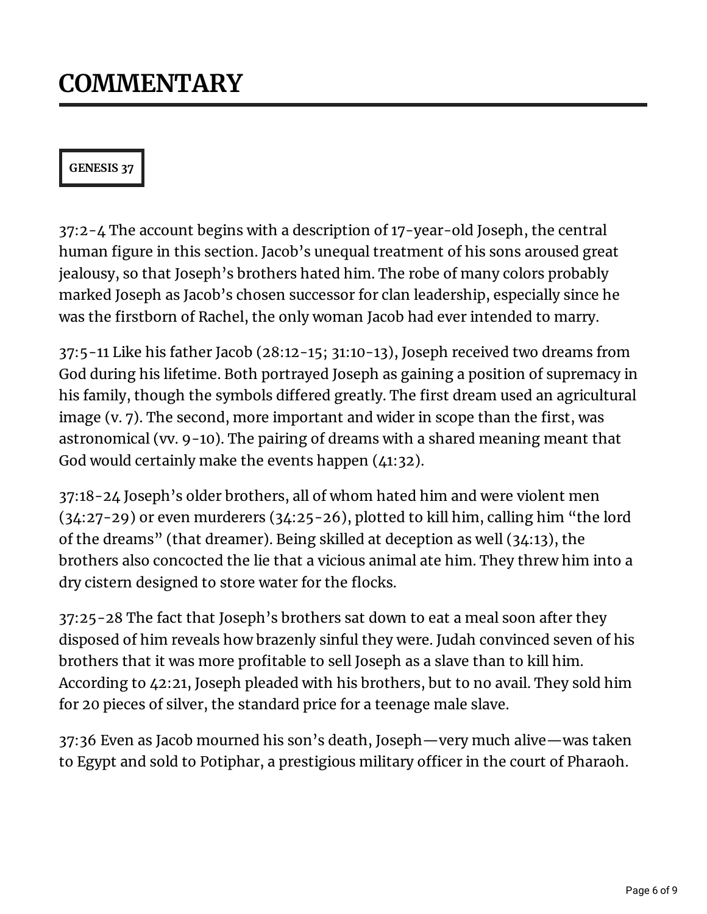# COMMENTARY

**GENESIS 37**

37:2-4 The account begins with a description of 17-year-old Joseph, the central human figure in this section. Jacob's unequal treatment of his sons aroused great jealousy, so that Joseph's brothers hated him. The robe of many colors probably marked Joseph as Jacob's chosen successor for clan leadership, especially since he was the firstborn of Rachel, the only woman Jacob had ever intended to marry.

37:5-11 Like his father Jacob (28:12-15; 31:10-13), Joseph received two dreams from God during his lifetime. Both portrayed Joseph as gaining a position of supremacy in his family, though the symbols differed greatly. The first dream used an agricultural image (v. 7). The second, more important and wider in scope than the first, was astronomical (vv. 9-10). The pairing of dreams with a shared meaning meant that God would certainly make the events happen (41:32).

37:18-24 Joseph's older brothers, all of whom hated him and were violent men (34:27-29) or even murderers (34:25-26), plotted to kill him, calling him "the lord of the dreams" (that dreamer). Being skilled at deception as well (34:13), the brothers also concocted the lie that a vicious animal ate him. They threw him into a dry cistern designed to store water for the flocks.

37:25-28 The fact that Joseph's brothers sat down to eat a meal soon after they disposed of him reveals how brazenly sinful they were. Judah convinced seven of his brothers that it was more profitable to sell Joseph as a slave than to kill him. According to 42:21, Joseph pleaded with his brothers, but to no avail. They sold him for 20 pieces of silver, the standard price for a teenage male slave.

37:36 Even as Jacob mourned his son's death, Joseph—very much alive—was taken to Egypt and sold to Potiphar, a prestigious military officer in the court of Pharaoh.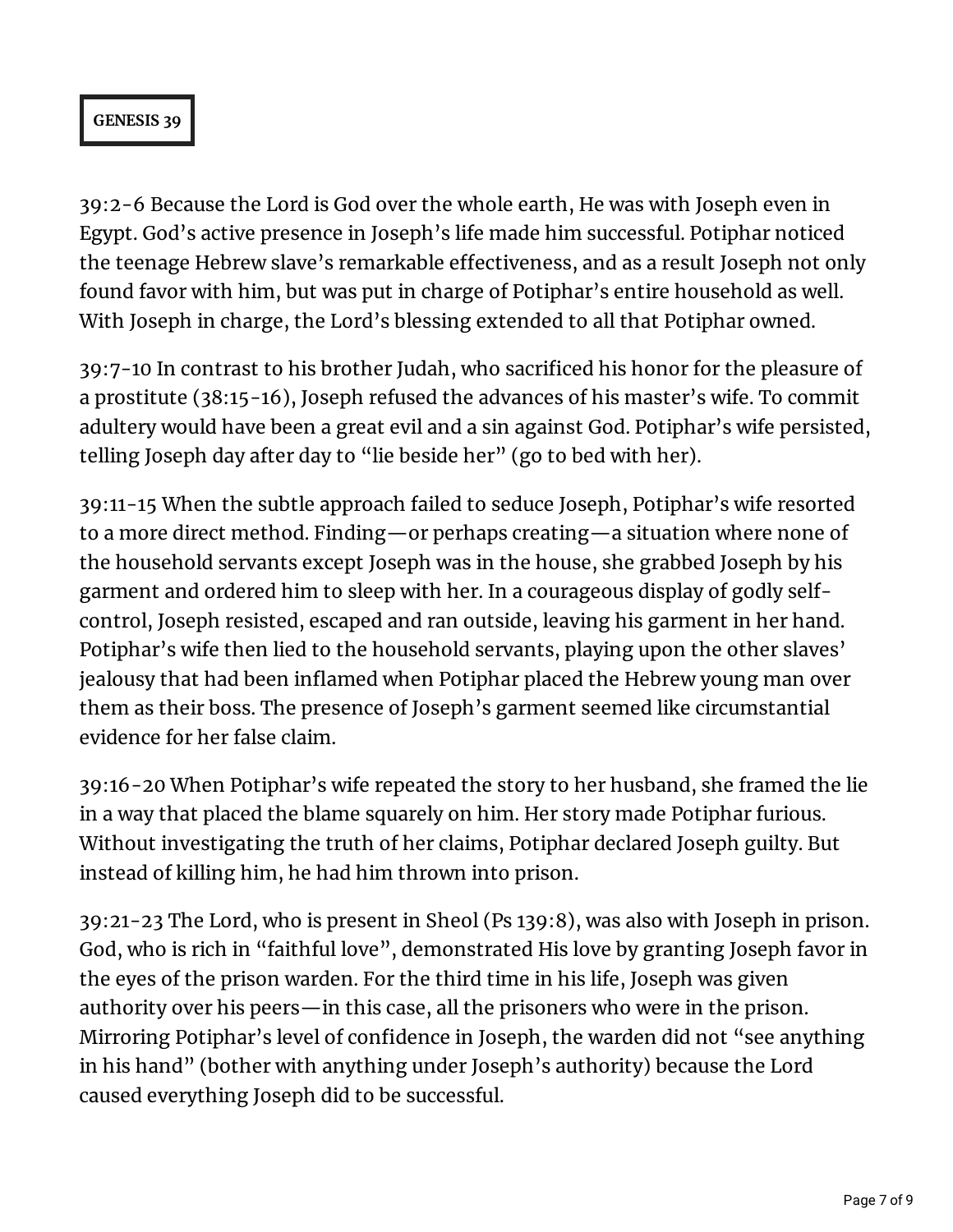**GENESIS 39**

39:2-6 Because the Lord is God over the whole earth, He was with Joseph even in Egypt. God's active presence in Joseph's life made him successful. Potiphar noticed the teenage Hebrew slave's remarkable effectiveness, and as a result Joseph not only found favor with him, but was put in charge of Potiphar's entire household as well. With Joseph in charge, the Lord's blessing extended to all that Potiphar owned.

39:7-10 In contrast to his brother Judah, who sacrificed his honor for the pleasure of a prostitute (38:15-16), Joseph refused the advances of his master's wife. To commit adultery would have been a great evil and a sin against God. Potiphar's wife persisted, telling Joseph day after day to "lie beside her" (go to bed with her).

39:11-15 When the subtle approach failed to seduce Joseph, Potiphar's wife resorted to a more direct method. Finding—or perhaps creating—a situation where none of the household servants except Joseph was in the house, she grabbed Joseph by his garment and ordered him to sleep with her. In a courageous display of godly self-control, Joseph resisted, escaped and ran outside, leaving his garment in her hand. Potiphar's wife then lied to the household servants, playing upon the other slaves' jealousy that had been inflamed when Potiphar placed the Hebrew young man over them as their boss. The presence of Joseph's garment seemed like circumstantial evidence for her false claim.

39:16-20 When Potiphar's wife repeated the story to her husband, she framed the lie in a way that placed the blame squarely on him. Her story made Potiphar furious. Without investigating the truth of her claims, Potiphar declared Joseph guilty. But instead of killing him, he had him thrown into prison.

39:21-23 The Lord, who is present in Sheol (Ps 139:8), was also with Joseph in prison. God, who is rich in "faithful love", demonstrated His love by granting Joseph favor in the eyes of the prison warden. For the third time in his life, Joseph was given authority over his peers—in this case, all the prisoners who were in the prison. Mirroring Potiphar's level of confidence in Joseph, the warden did not "see anything in his hand" (bother with anything under Joseph's authority) because the Lord caused everything Joseph did to be successful.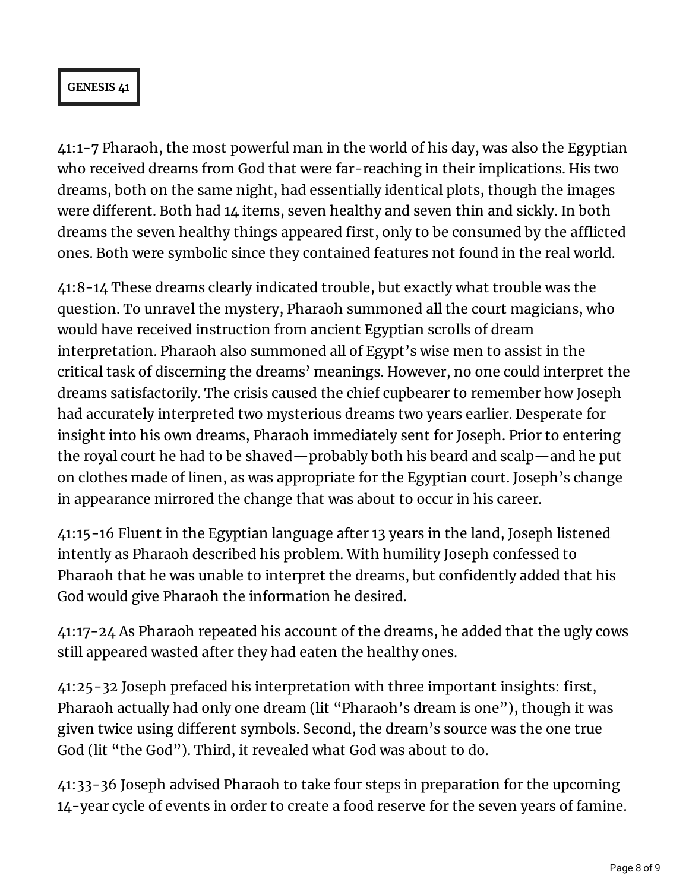**GENESIS 41**

41:1-7 Pharaoh, the most powerful man in the world of his day, was also the Egyptian who received dreams from God that were far-reaching in their implications. His two dreams, both on the same night, had essentially identical plots, though the images were different. Both had 14 items, seven healthy and seven thin and sickly. In both dreams the seven healthy things appeared first, only to be consumed by the afflicted ones. Both were symbolic since they contained features not found in the real world.

41:8-14 These dreams clearly indicated trouble, but exactly what trouble was the question. To unravel the mystery, Pharaoh summoned all the court magicians, who would have received instruction from ancient Egyptian scrolls of dream interpretation. Pharaoh also summoned all of Egypt's wise men to assist in the critical task of discerning the dreams' meanings. However, no one could interpret the dreams satisfactorily. The crisis caused the chief cupbearer to remember how Joseph had accurately interpreted two mysterious dreams two years earlier. Desperate for insight into his own dreams, Pharaoh immediately sent for Joseph. Prior to entering the royal court he had to be shaved—probably both his beard and scalp—and he put on clothes made of linen, as was appropriate for the Egyptian court. Joseph's change in appearance mirrored the change that was about to occur in his career.

41:15-16 Fluent in the Egyptian language after 13 years in the land, Joseph listened intently as Pharaoh described his problem. With humility Joseph confessed to Pharaoh that he was unable to interpret the dreams, but confidently added that his God would give Pharaoh the information he desired.

41:17-24 As Pharaoh repeated his account of the dreams, he added that the ugly cows still appeared wasted after they had eaten the healthy ones.

41:25-32 Joseph prefaced his interpretation with three important insights: first, Pharaoh actually had only one dream (lit "Pharaoh's dream is one"), though it was given twice using different symbols. Second, the dream's source was the one true God (lit "the God"). Third, it revealed what God was about to do.

41:33-36 Joseph advised Pharaoh to take four steps in preparation for the upcoming 14-year cycle of events in order to create a food reserve for the seven years of famine.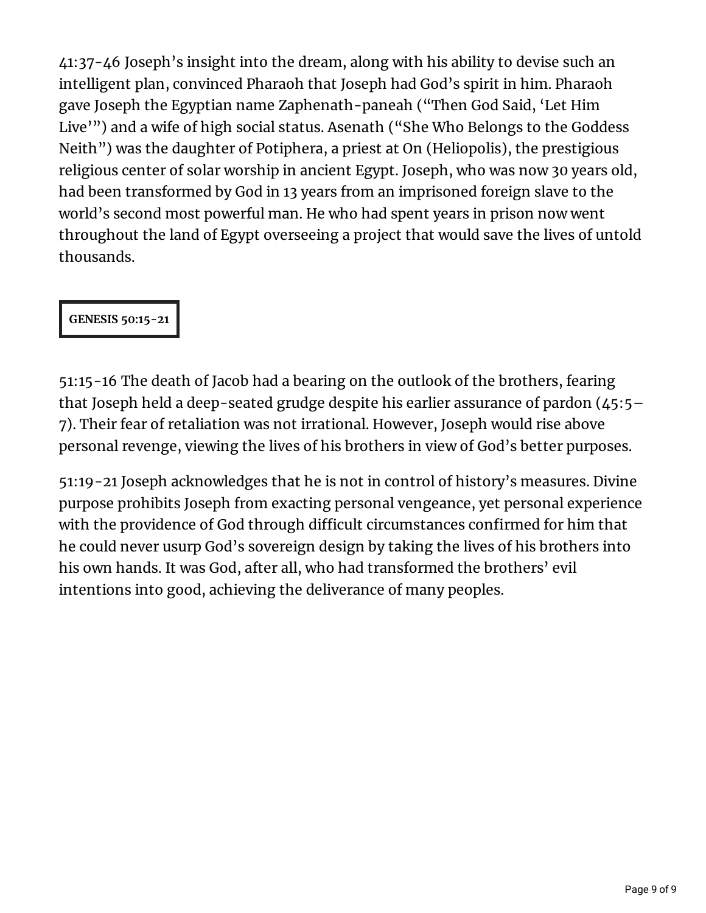41:37-46 Joseph's insight into the dream, along with his ability to devise such an intelligent plan, convinced Pharaoh that Joseph had God's spirit in him. Pharaoh gave Joseph the Egyptian name Zaphenath-paneah ("Then God Said, 'Let Him Live'") and a wife of high social status. Asenath ("She Who Belongs to the Goddess Neith") was the daughter of Potiphera, a priest at On (Heliopolis), the prestigious religious center of solar worship in ancient Egypt. Joseph, who was now 30 years old, had been transformed by God in 13 years from an imprisoned foreign slave to the world's second most powerful man. He who had spent years in prison now went throughout the land of Egypt overseeing a project that would save the lives of untold thousands.

**GENESIS 50:15-21**

51:15-16 The death of Jacob had a bearing on the outlook of the brothers, fearing that Joseph held a deep-seated grudge despite his earlier assurance of pardon (45:5–7). Their fear of retaliation was not irrational. However, Joseph would rise above personal revenge, viewing the lives of his brothers in view of God's better purposes.

51:19-21 Joseph acknowledges that he is not in control of history's measures. Divine purpose prohibits Joseph from exacting personal vengeance, yet personal experience with the providence of God through difficult circumstances confirmed for him that he could never usurp God's sovereign design by taking the lives of his brothers into his own hands. It was God, after all, who had transformed the brothers' evil intentions into good, achieving the deliverance of many peoples.